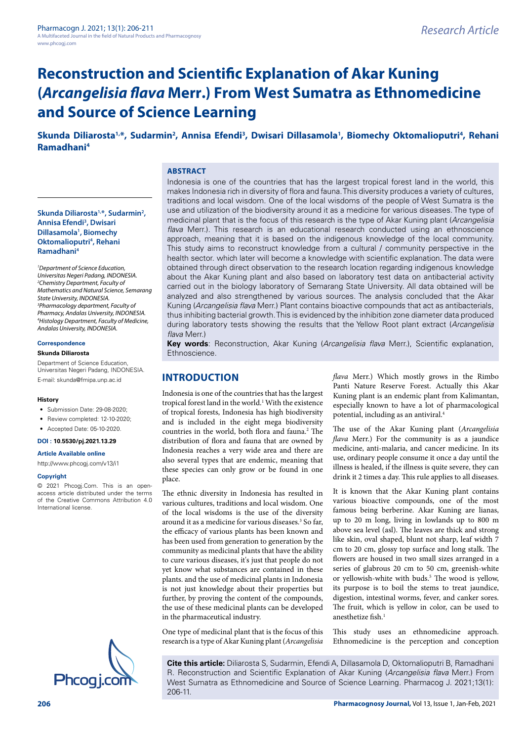# Reconstruction and Scientific Explanation of Akar Kuning (*Arcangelisia flava* Merr.) From West Sumatra as Ethnomedicine and Source of Science Learning

**Skunda Diliarosta[1,*], Sudarmin[2], Annisa Efendi[3], Dwisari Dillasamola[1], Biomechy Oktomalioputri[4], Rehani Ramadhani[4]**

[1]Department of Science Education, Universitas Negeri Padang, INDONESIA.
[2]Chemistry Department, Faculty of Mathematics and Natural Science, Semarang State University, INDONESIA.
[3]Pharmacology department, Faculty of Pharmacy, Andalas University, INDONESIA.
[4]Histology Department, Faculty of Medicine, Andalas University, INDONESIA.

**Correspondence**

**Skunda Diliarosta**

Department of Science Education, Universitas Negeri Padang, INDONESIA.

E-mail: skunda@fmipa.unp.ac.id

**History**

- Submission Date: 29-08-2020;
- Review completed: 12-10-2020;
- Accepted Date: 05-10-2020.

**DOI : 10.5530/pj.2021.13.29**

**Article Available online**

http://www.phcogj.com/v13/i1

**Copyright**

© 2021 Phcogj.Com. This is an open-access article distributed under the terms of the Creative Commons Attribution 4.0 International license.

## ABSTRACT

Indonesia is one of the countries that has the largest tropical forest land in the world, this makes Indonesia rich in diversity of flora and fauna. This diversity produces a variety of cultures, traditions and local wisdom. One of the local wisdoms of the people of West Sumatra is the use and utilization of the biodiversity around it as a medicine for various diseases. The type of medicinal plant that is the focus of this research is the type of Akar Kuning plant (*Arcangelisia flava* Merr.). This research is an educational research conducted using an ethnoscience approach, meaning that it is based on the indigenous knowledge of the local community. This study aims to reconstruct knowledge from a cultural / community perspective in the health sector. which later will become a knowledge with scientific explanation. The data were obtained through direct observation to the research location regarding indigenous knowledge about the Akar Kuning plant and also based on laboratory test data on antibacterial activity carried out in the biology laboratory of Semarang State University. All data obtained will be analyzed and also strengthened by various sources. The analysis concluded that the Akar Kuning (*Arcangelisia flava* Merr.) Plant contains bioactive compounds that act as antibacterials, thus inhibiting bacterial growth. This is evidenced by the inhibition zone diameter data produced during laboratory tests showing the results that the Yellow Root plant extract (*Arcangelisia flava* Merr.)

**Key words**: Reconstruction, Akar Kuning (*Arcangelisia flava* Merr.), Scientific explanation, Ethnoscience.

## INTRODUCTION

Indonesia is one of the countries that has the largest tropical forest land in the world.[1] With the existence of tropical forests, Indonesia has high biodiversity and is included in the eight mega biodiversity countries in the world, both flora and fauna.[2] The distribution of flora and fauna that are owned by Indonesia reaches a very wide area and there are also several types that are endemic, meaning that these species can only grow or be found in one place.

The ethnic diversity in Indonesia has resulted in various cultures, traditions and local wisdom. One of the local wisdoms is the use of the diversity around it as a medicine for various diseases.[3] So far, the efficacy of various plants has been known and has been used from generation to generation by the community as medicinal plants that have the ability to cure various diseases, it's just that people do not yet know what substances are contained in these plants. and the use of medicinal plants in Indonesia is not just knowledge about their properties but further, by proving the content of the compounds, the use of these medicinal plants can be developed in the pharmaceutical industry.

One type of medicinal plant that is the focus of this research is a type of Akar Kuning plant (*Arcangelisia flava* Merr.) Which mostly grows in the Rimbo Panti Nature Reserve Forest. Actually this Akar Kuning plant is an endemic plant from Kalimantan, especially known to have a lot of pharmacological potential, including as an antiviral.[4]

The use of the Akar Kuning plant (*Arcangelisia flava* Merr.) For the community is as a jaundice medicine, anti-malaria, and cancer medicine. In its use, ordinary people consume it once a day until the illness is healed, if the illness is quite severe, they can drink it 2 times a day. This rule applies to all diseases.

It is known that the Akar Kuning plant contains various bioactive compounds, one of the most famous being berberine. Akar Kuning are lianas, up to 20 m long, living in lowlands up to 800 m above sea level (asl). The leaves are thick and strong like skin, oval shaped, blunt not sharp, leaf width 7 cm to 20 cm, glossy top surface and long stalk. The flowers are housed in two small sizes arranged in a series of glabrous 20 cm to 50 cm, greenish-white or yellowish-white with buds.[5] The wood is yellow, its purpose is to boil the stems to treat jaundice, digestion, intestinal worms, fever, and canker sores. The fruit, which is yellow in color, can be used to anesthetize fish.[1]

This study uses an ethnomedicine approach. Ethnomedicine is the perception and conception

**Cite this article:** Diliarosta S, Sudarmin, Efendi A, Dillasamola D, Oktomalioputri B, Ramadhani R. Reconstruction and Scientific Explanation of Akar Kuning (*Arcangelisia flava* Merr.) From West Sumatra as Ethnomedicine and Source of Science Learning. Pharmacog J. 2021;13(1): 206-11.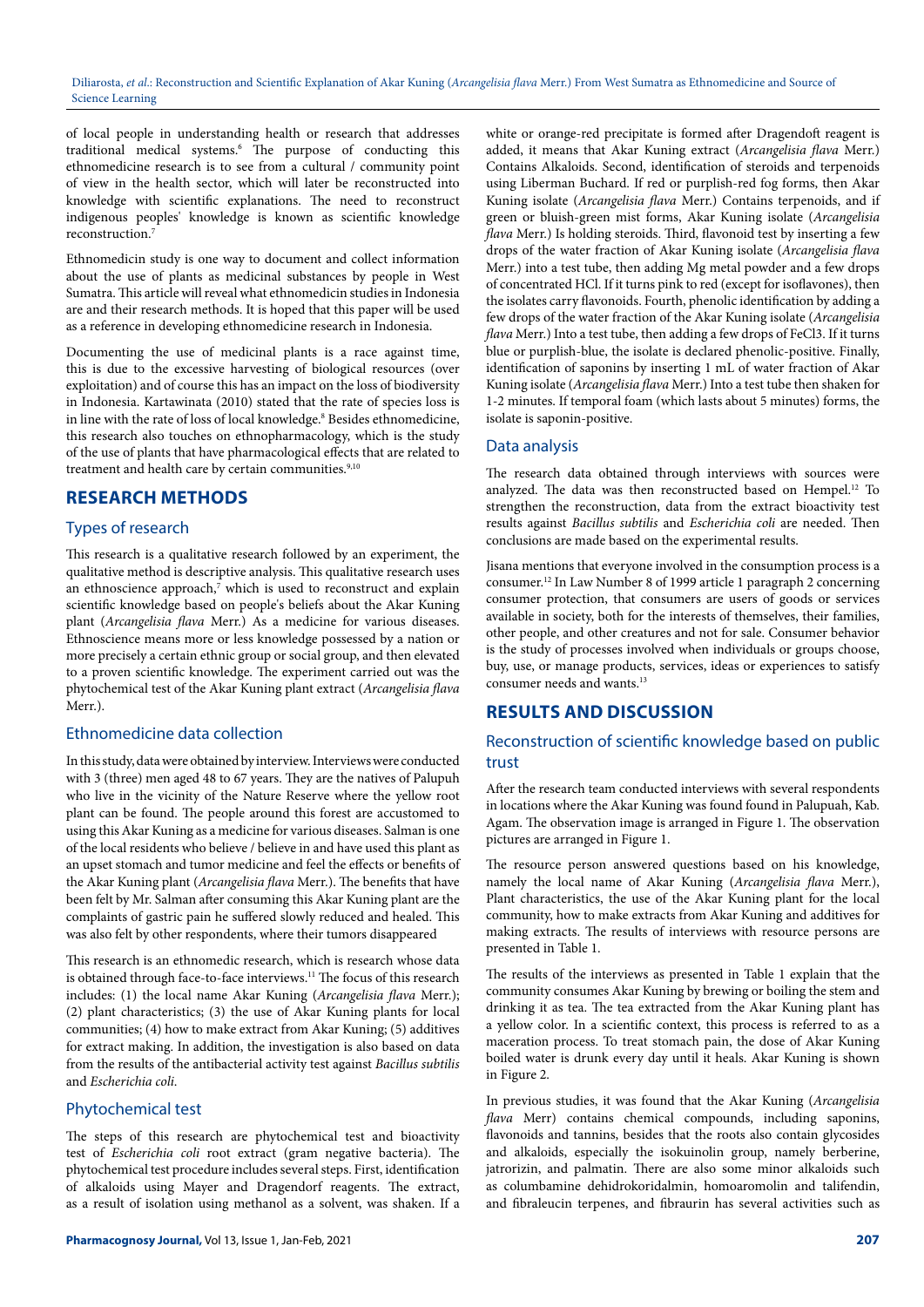of local people in understanding health or research that addresses traditional medical systems.[6] The purpose of conducting this ethnomedicine research is to see from a cultural / community point of view in the health sector, which will later be reconstructed into knowledge with scientific explanations. The need to reconstruct indigenous peoples' knowledge is known as scientific knowledge reconstruction.[7]

Ethnomedicin study is one way to document and collect information about the use of plants as medicinal substances by people in West Sumatra. This article will reveal what ethnomedicin studies in Indonesia are and their research methods. It is hoped that this paper will be used as a reference in developing ethnomedicine research in Indonesia.

Documenting the use of medicinal plants is a race against time, this is due to the excessive harvesting of biological resources (over exploitation) and of course this has an impact on the loss of biodiversity in Indonesia. Kartawinata (2010) stated that the rate of species loss is in line with the rate of loss of local knowledge.[8] Besides ethnomedicine, this research also touches on ethnopharmacology, which is the study of the use of plants that have pharmacological effects that are related to treatment and health care by certain communities.[9,10]

## RESEARCH METHODS

### Types of research

This research is a qualitative research followed by an experiment, the qualitative method is descriptive analysis. This qualitative research uses an ethnoscience approach,[7] which is used to reconstruct and explain scientific knowledge based on people's beliefs about the Akar Kuning plant (*Arcangelisia flava* Merr.) As a medicine for various diseases. Ethnoscience means more or less knowledge possessed by a nation or more precisely a certain ethnic group or social group, and then elevated to a proven scientific knowledge. The experiment carried out was the phytochemical test of the Akar Kuning plant extract (*Arcangelisia flava* Merr.).

### Ethnomedicine data collection

In this study, data were obtained by interview. Interviews were conducted with 3 (three) men aged 48 to 67 years. They are the natives of Palupuh who live in the vicinity of the Nature Reserve where the yellow root plant can be found. The people around this forest are accustomed to using this Akar Kuning as a medicine for various diseases. Salman is one of the local residents who believe / believe in and have used this plant as an upset stomach and tumor medicine and feel the effects or benefits of the Akar Kuning plant (*Arcangelisia flava* Merr.). The benefits that have been felt by Mr. Salman after consuming this Akar Kuning plant are the complaints of gastric pain he suffered slowly reduced and healed. This was also felt by other respondents, where their tumors disappeared

This research is an ethnomedic research, which is research whose data is obtained through face-to-face interviews.[11] The focus of this research includes: (1) the local name Akar Kuning (*Arcangelisia flava* Merr.); (2) plant characteristics; (3) the use of Akar Kuning plants for local communities; (4) how to make extract from Akar Kuning; (5) additives for extract making. In addition, the investigation is also based on data from the results of the antibacterial activity test against *Bacillus subtilis* and *Escherichia coli*.

### Phytochemical test

The steps of this research are phytochemical test and bioactivity test of *Escherichia coli* root extract (gram negative bacteria). The phytochemical test procedure includes several steps. First, identification of alkaloids using Mayer and Dragendorf reagents. The extract, as a result of isolation using methanol as a solvent, was shaken. If a white or orange-red precipitate is formed after Dragendoft reagent is added, it means that Akar Kuning extract (*Arcangelisia flava* Merr.) Contains Alkaloids. Second, identification of steroids and terpenoids using Liberman Buchard. If red or purplish-red fog forms, then Akar Kuning isolate (*Arcangelisia flava* Merr.) Contains terpenoids, and if green or bluish-green mist forms, Akar Kuning isolate (*Arcangelisia flava* Merr.) Is holding steroids. Third, flavonoid test by inserting a few drops of the water fraction of Akar Kuning isolate (*Arcangelisia flava* Merr.) into a test tube, then adding Mg metal powder and a few drops of concentrated HCl. If it turns pink to red (except for isoflavones), then the isolates carry flavonoids. Fourth, phenolic identification by adding a few drops of the water fraction of the Akar Kuning isolate (*Arcangelisia flava* Merr.) Into a test tube, then adding a few drops of $FeCl_3$. If it turns blue or purplish-blue, the isolate is declared phenolic-positive. Finally, identification of saponins by inserting 1 mL of water fraction of Akar Kuning isolate (*Arcangelisia flava* Merr.) Into a test tube then shaken for 1-2 minutes. If temporal foam (which lasts about 5 minutes) forms, the isolate is saponin-positive.

### Data analysis

The research data obtained through interviews with sources were analyzed. The data was then reconstructed based on Hempel.[12] To strengthen the reconstruction, data from the extract bioactivity test results against *Bacillus subtilis* and *Escherichia coli* are needed. Then conclusions are made based on the experimental results.

Jisana mentions that everyone involved in the consumption process is a consumer.[12] In Law Number 8 of 1999 article 1 paragraph 2 concerning consumer protection, that consumers are users of goods or services available in society, both for the interests of themselves, their families, other people, and other creatures and not for sale. Consumer behavior is the study of processes involved when individuals or groups choose, buy, use, or manage products, services, ideas or experiences to satisfy consumer needs and wants.[13]

## RESULTS AND DISCUSSION

### Reconstruction of scientific knowledge based on public trust

After the research team conducted interviews with several respondents in locations where the Akar Kuning was found found in Palupuah, Kab. Agam. The observation image is arranged in Figure 1. The observation pictures are arranged in Figure 1.

The resource person answered questions based on his knowledge, namely the local name of Akar Kuning (*Arcangelisia flava* Merr.), Plant characteristics, the use of the Akar Kuning plant for the local community, how to make extracts from Akar Kuning and additives for making extracts. The results of interviews with resource persons are presented in Table 1.

The results of the interviews as presented in Table 1 explain that the community consumes Akar Kuning by brewing or boiling the stem and drinking it as tea. The tea extracted from the Akar Kuning plant has a yellow color. In a scientific context, this process is referred to as a maceration process. To treat stomach pain, the dose of Akar Kuning boiled water is drunk every day until it heals. Akar Kuning is shown in Figure 2.

In previous studies, it was found that the Akar Kuning (*Arcangelisia flava* Merr) contains chemical compounds, including saponins, flavonoids and tannins, besides that the roots also contain glycosides and alkaloids, especially the isokuinolin group, namely berberine, jatrorizin, and palmatin. There are also some minor alkaloids such as columbamine dehidrokoridalmin, homoaromolin and talifendin, and fibraleucin terpenes, and fibraurin has several activities such as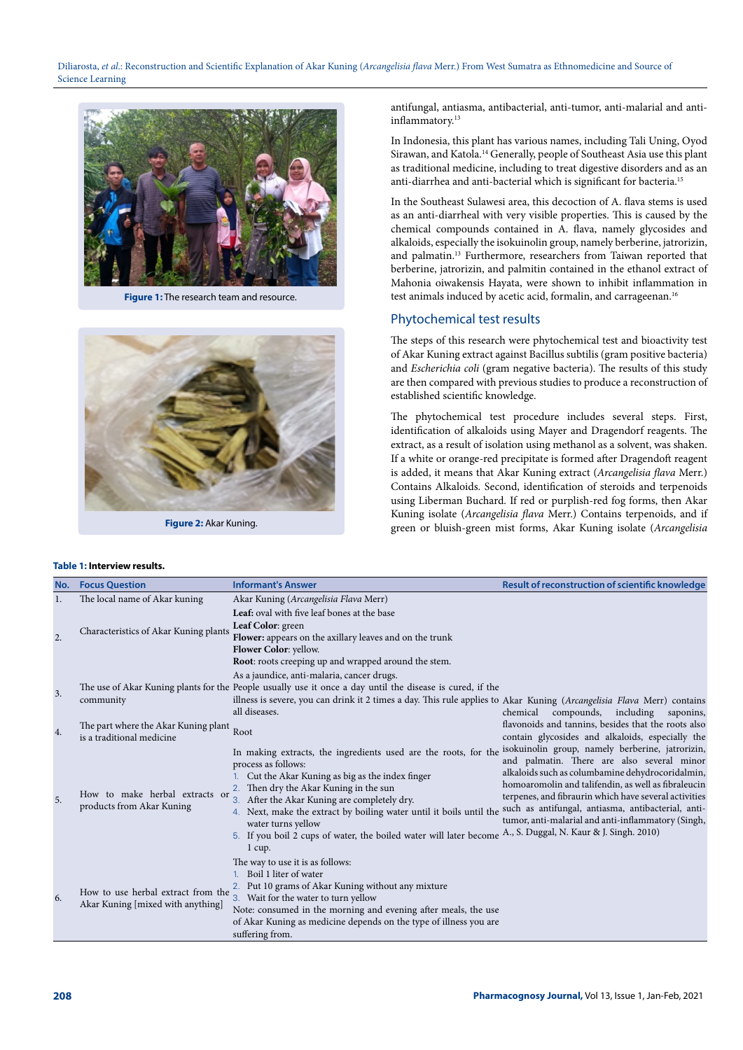Figure 1: The research team and resource.

Figure 2: Akar Kuning.

antifungal, antiasma, antibacterial, anti-tumor, anti-malarial and anti-inflammatory.[13]

In Indonesia, this plant has various names, including Tali Uning, Oyod Sirawan, and Katola.[14] Generally, people of Southeast Asia use this plant as traditional medicine, including to treat digestive disorders and as an anti-diarrhea and anti-bacterial which is significant for bacteria.[15]

In the Southeast Sulawesi area, this decoction of A. flava stems is used as an anti-diarrheal with very visible properties. This is caused by the chemical compounds contained in A. flava, namely glycosides and alkaloids, especially the isokuinolin group, namely berberine, jatrorizin, and palmatin.[13] Furthermore, researchers from Taiwan reported that berberine, jatrorizin, and palmitin contained in the ethanol extract of Mahonia oiwakensis Hayata, were shown to inhibit inflammation in test animals induced by acetic acid, formalin, and carrageenan.[16]

## Phytochemical test results

The steps of this research were phytochemical test and bioactivity test of Akar Kuning extract against Bacillus subtilis (gram positive bacteria) and *Escherichia coli* (gram negative bacteria). The results of this study are then compared with previous studies to produce a reconstruction of established scientific knowledge.

The phytochemical test procedure includes several steps. First, identification of alkaloids using Mayer and Dragendorf reagents. The extract, as a result of isolation using methanol as a solvent, was shaken. If a white or orange-red precipitate is formed after Dragendoft reagent is added, it means that Akar Kuning extract (*Arcangelisia flava* Merr.) Contains Alkaloids. Second, identification of steroids and terpenoids using Liberman Buchard. If red or purplish-red fog forms, then Akar Kuning isolate (*Arcangelisia flava* Merr.) Contains terpenoids, and if green or bluish-green mist forms, Akar Kuning isolate (*Arcangelisia*

**Table 1: Interview results.**

| No. | Focus Question | Informant's Answer | Result of reconstruction of scientific knowledge |
|---|---|---|---|
| 1. | The local name of Akar kuning | Akar Kuning (*Arcangelisia Flava* Merr) | |
| 2. | Characteristics of Akar Kuning plants | **Leaf:** oval with five leaf bones at the base<br>**Leaf Color**: green<br>**Flower:** appears on the axillary leaves and on the trunk<br>**Flower Color**: yellow.<br>**Root**: roots creeping up and wrapped around the stem. | |
| 3. | The use of Akar Kuning plants for the community | As a jaundice, anti-malaria, cancer drugs.<br>People usually use it once a day until the disease is cured, if the illness is severe, you can drink it 2 times a day. This rule applies to all diseases. | Akar Kuning (*Arcangelisia Flava* Merr) contains chemical compounds, including saponins, flavonoids and tannins, besides that the roots also contain glycosides and alkaloids, especially the isokuinolin group, namely berberine, jatrorizin, and palmatin. There are also several minor alkaloids such as columbamine dehydrocoridalmin, homoaromolin and talifendin, as well as fibraleucin terpenes, and fibraurin which have several activities such as antifungal, antiasma, antibacterial, anti-tumor, anti-malarial and anti-inflammatory (Singh, A., S. Duggal, N. Kaur & J. Singh. 2010) |
| 4. | The part where the Akar Kuning plant is a traditional medicine | Root | |
| 5. | How to make herbal extracts or products from Akar Kuning | In making extracts, the ingredients used are the roots, for the process as follows:<br>1. Cut the Akar Kuning as big as the index finger<br>2. Then dry the Akar Kuning in the sun<br>3. After the Akar Kuning are completely dry.<br>4. Next, make the extract by boiling water until it boils until the water turns yellow<br>5. If you boil 2 cups of water, the boiled water will later become 1 cup. | |
| 6. | How to use herbal extract from the Akar Kuning [mixed with anything] | The way to use it is as follows:<br>1. Boil 1 liter of water<br>2. Put 10 grams of Akar Kuning without any mixture<br>3. Wait for the water to turn yellow<br>Note: consumed in the morning and evening after meals, the use of Akar Kuning as medicine depends on the type of illness you are suffering from. | |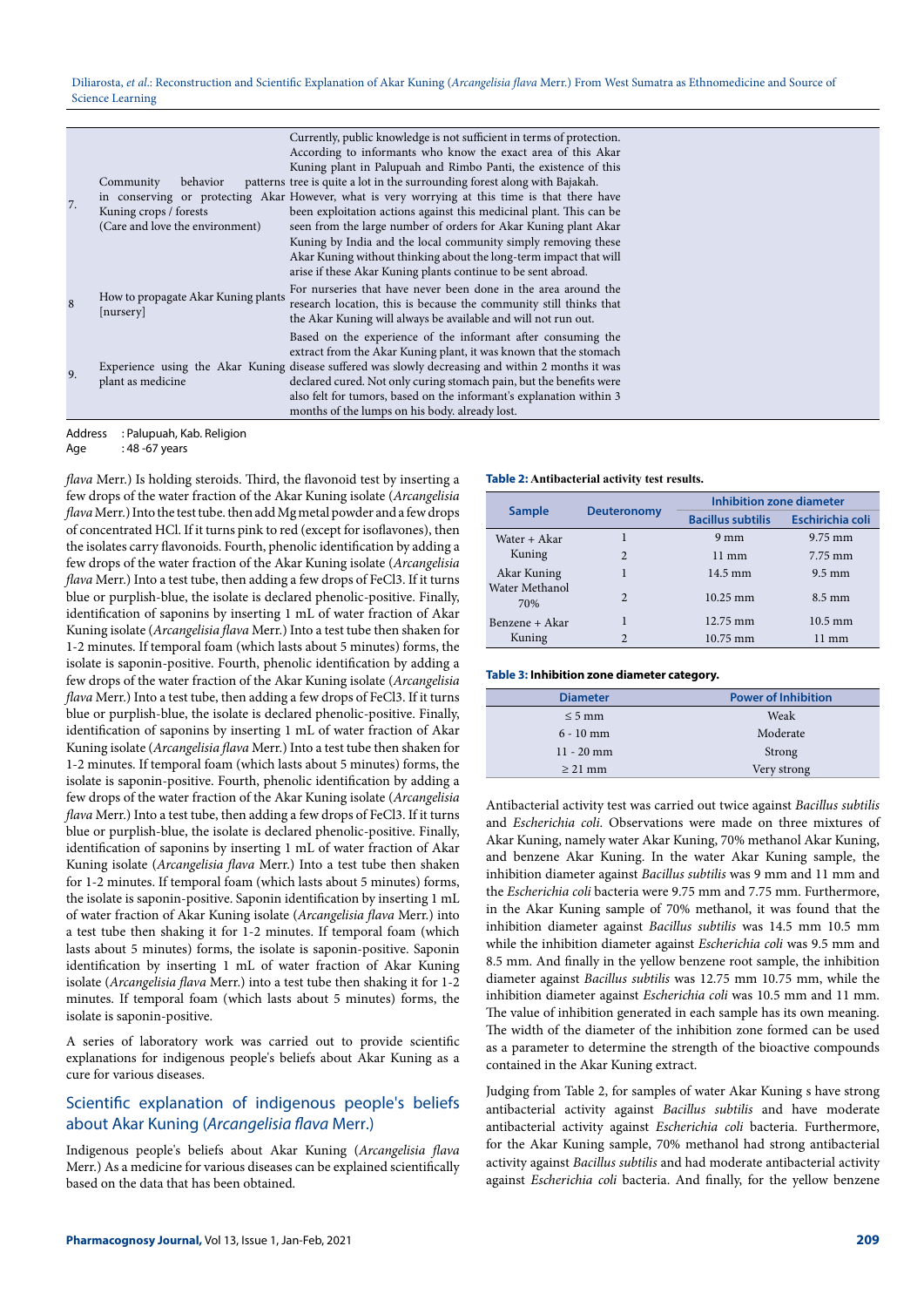| | | |
|---|---|---|
| 7. | Community behavior patterns in conserving or protecting Akar Kuning crops / forests (Care and love the environment) | Currently, public knowledge is not sufficient in terms of protection. According to informants who know the exact area of this Akar Kuning plant in Palupuah and Rimbo Panti, the existence of this tree is quite a lot in the surrounding forest along with Bajakah. However, what is very worrying at this time is that there have been exploitation actions against this medicinal plant. This can be seen from the large number of orders for Akar Kuning plant Akar Kuning by India and the local community simply removing these Akar Kuning without thinking about the long-term impact that will arise if these Akar Kuning plants continue to be sent abroad. |
| 8 | How to propagate Akar Kuning plants [nursery] | For nurseries that have never been done in the area around the research location, this is because the community still thinks that the Akar Kuning will always be available and will not run out. |
| 9. | Experience using the Akar Kuning plant as medicine | Based on the experience of the informant after consuming the extract from the Akar Kuning plant, it was known that the stomach disease suffered was slowly decreasing and within 2 months it was declared cured. Not only curing stomach pain, but the benefits were also felt for tumors, based on the informant's explanation within 3 months of the lumps on his body. already lost. |

Address : Palupuah, Kab. Religion
Age : 48 -67 years

*flava* Merr.) Is holding steroids. Third, the flavonoid test by inserting a few drops of the water fraction of the Akar Kuning isolate (*Arcangelisia flava* Merr.) Into the test tube. then add Mg metal powder and a few drops of concentrated HCl. If it turns pink to red (except for isoflavones), then the isolates carry flavonoids. Fourth, phenolic identification by adding a few drops of the water fraction of the Akar Kuning isolate (*Arcangelisia flava* Merr.) Into a test tube, then adding a few drops of FeCl3. If it turns blue or purplish-blue, the isolate is declared phenolic-positive. Finally, identification of saponins by inserting 1 mL of water fraction of Akar Kuning isolate (*Arcangelisia flava* Merr.) Into a test tube then shaken for 1-2 minutes. If temporal foam (which lasts about 5 minutes) forms, the isolate is saponin-positive. Fourth, phenolic identification by adding a few drops of the water fraction of the Akar Kuning isolate (*Arcangelisia flava* Merr.) Into a test tube, then adding a few drops of FeCl3. If it turns blue or purplish-blue, the isolate is declared phenolic-positive. Finally, identification of saponins by inserting 1 mL of water fraction of Akar Kuning isolate (*Arcangelisia flava* Merr.) Into a test tube then shaken for 1-2 minutes. If temporal foam (which lasts about 5 minutes) forms, the isolate is saponin-positive. Fourth, phenolic identification by adding a few drops of the water fraction of the Akar Kuning isolate (*Arcangelisia flava* Merr.) Into a test tube, then adding a few drops of FeCl3. If it turns blue or purplish-blue, the isolate is declared phenolic-positive. Finally, identification of saponins by inserting 1 mL of water fraction of Akar Kuning isolate (*Arcangelisia flava* Merr.) Into a test tube then shaken for 1-2 minutes. If temporal foam (which lasts about 5 minutes) forms, the isolate is saponin-positive. Saponin identification by inserting 1 mL of water fraction of Akar Kuning isolate (*Arcangelisia flava* Merr.) into a test tube then shaking it for 1-2 minutes. If temporal foam (which lasts about 5 minutes) forms, the isolate is saponin-positive. Saponin identification by inserting 1 mL of water fraction of Akar Kuning isolate (*Arcangelisia flava* Merr.) into a test tube then shaking it for 1-2 minutes. If temporal foam (which lasts about 5 minutes) forms, the isolate is saponin-positive.

A series of laboratory work was carried out to provide scientific explanations for indigenous people's beliefs about Akar Kuning as a cure for various diseases.

## Scientific explanation of indigenous people's beliefs about Akar Kuning (*Arcangelisia flava* Merr.)

Indigenous people's beliefs about Akar Kuning (*Arcangelisia flava* Merr.) As a medicine for various diseases can be explained scientifically based on the data that has been obtained.

**Table 2:** Antibacterial activity test results.

| Sample | Deuteronomy | Inhibition zone diameter | |
|---|---|---|---|
| | | Bacillus subtilis | Eschirichia coli |
| Water + Akar Kuning | 1 | 9 mm | 9.75 mm |
| | 2 | 11 mm | 7.75 mm |
| Akar Kuning Water Methanol 70% | 1 | 14.5 mm | 9.5 mm |
| | 2 | 10.25 mm | 8.5 mm |
| Benzene + Akar Kuning | 1 | 12.75 mm | 10.5 mm |
| | 2 | 10.75 mm | 11 mm |

**Table 3:** Inhibition zone diameter category.

| Diameter | Power of Inhibition |
|---|---|
| ≤ 5 mm | Weak |
| 6 - 10 mm | Moderate |
| 11 - 20 mm | Strong |
| ≥ 21 mm | Very strong |

Antibacterial activity test was carried out twice against *Bacillus subtilis* and *Escherichia coli*. Observations were made on three mixtures of Akar Kuning, namely water Akar Kuning, 70% methanol Akar Kuning, and benzene Akar Kuning. In the water Akar Kuning sample, the inhibition diameter against *Bacillus subtilis* was 9 mm and 11 mm and the *Escherichia coli* bacteria were 9.75 mm and 7.75 mm. Furthermore, in the Akar Kuning sample of 70% methanol, it was found that the inhibition diameter against *Bacillus subtilis* was 14.5 mm 10.5 mm while the inhibition diameter against *Escherichia coli* was 9.5 mm and 8.5 mm. And finally in the yellow benzene root sample, the inhibition diameter against *Bacillus subtilis* was 12.75 mm 10.75 mm, while the inhibition diameter against *Escherichia coli* was 10.5 mm and 11 mm. The value of inhibition generated in each sample has its own meaning. The width of the diameter of the inhibition zone formed can be used as a parameter to determine the strength of the bioactive compounds contained in the Akar Kuning extract.

Judging from Table 2, for samples of water Akar Kuning s have strong antibacterial activity against *Bacillus subtilis* and have moderate antibacterial activity against *Escherichia coli* bacteria. Furthermore, for the Akar Kuning sample, 70% methanol had strong antibacterial activity against *Bacillus subtilis* and had moderate antibacterial activity against *Escherichia coli* bacteria. And finally, for the yellow benzene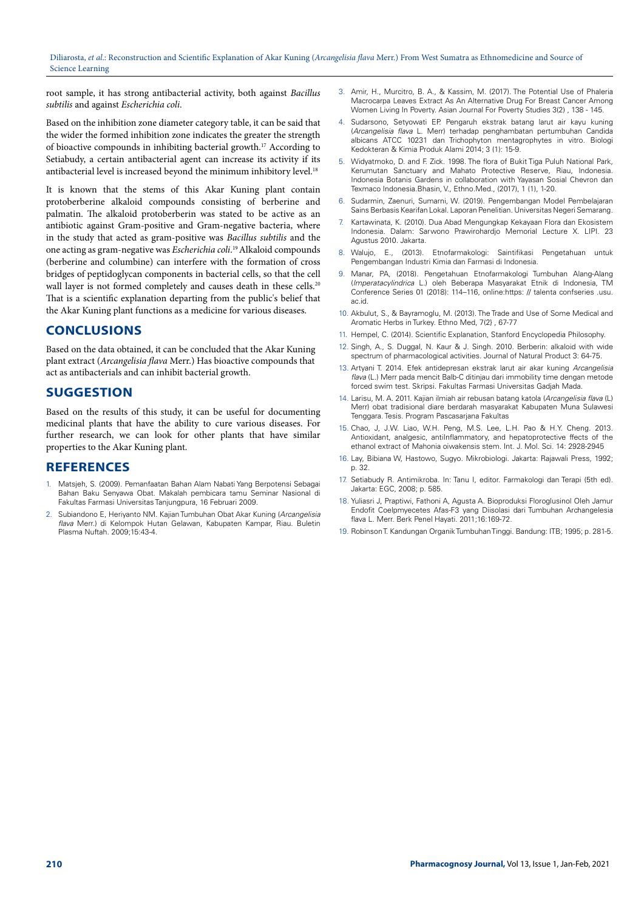root sample, it has strong antibacterial activity, both against *Bacillus subtilis* and against *Escherichia coli*.

Based on the inhibition zone diameter category table, it can be said that the wider the formed inhibition zone indicates the greater the strength of bioactive compounds in inhibiting bacterial growth.[17] According to Setiabudy, a certain antibacterial agent can increase its activity if its antibacterial level is increased beyond the minimum inhibitory level.[18]

It is known that the stems of this Akar Kuning plant contain protoberberine alkaloid compounds consisting of berberine and palmatin. The alkaloid protoberberin was stated to be active as an antibiotic against Gram-positive and Gram-negative bacteria, where in the study that acted as gram-positive was *Bacillus subtilis* and the one acting as gram-negative was *Escherichia coli*.[19] Alkaloid compounds (berberine and columbine) can interfere with the formation of cross bridges of peptidoglycan components in bacterial cells, so that the cell wall layer is not formed completely and causes death in these cells.[20] That is a scientific explanation departing from the public's belief that the Akar Kuning plant functions as a medicine for various diseases.

## CONCLUSIONS

Based on the data obtained, it can be concluded that the Akar Kuning plant extract (*Arcangelisia flava* Merr.) Has bioactive compounds that act as antibacterials and can inhibit bacterial growth.

## SUGGESTION

Based on the results of this study, it can be useful for documenting medicinal plants that have the ability to cure various diseases. For further research, we can look for other plants that have similar properties to the Akar Kuning plant.

## REFERENCES

1. Matsjeh, S. (2009). Pemanfaatan Bahan Alam Nabati Yang Berpotensi Sebagai Bahan Baku Senyawa Obat. Makalah pembicara tamu Seminar Nasional di Fakultas Farmasi Universitas Tanjungpura, 16 Februari 2009.
2. Subiandono E, Heriyanto NM. Kajian Tumbuhan Obat Akar Kuning (*Arcangelisia flava* Merr.) di Kelompok Hutan Gelawan, Kabupaten Kampar, Riau. Buletin Plasma Nuftah. 2009;15:43-4.
3. Amir, H., Murcitro, B. A., & Kassim, M. (2017). The Potential Use of Phaleria Macrocarpa Leaves Extract As An Alternative Drug For Breast Cancer Among Women Living In Poverty. Asian Journal For Poverty Studies 3(2) , 138 - 145.
4. Sudarsono, Setyowati EP. Pengaruh ekstrak batang larut air kayu kuning (*Arcangelisia flava* L. Merr) terhadap penghambatan pertumbuhan Candida albicans ATCC 10231 dan Trichophyton mentagrophytes in vitro. Biologi Kedokteran & Kimia Produk Alami 2014; 3 (1): 15-9.
5. Widyatmoko, D. and F. Zick. 1998. The flora of Bukit Tiga Puluh National Park, Kerumutan Sanctuary and Mahato Protective Reserve, Riau, Indonesia. Indonesia Botanis Gardens in collaboration with Yayasan Sosial Chevron dan Texmaco Indonesia.Bhasin, V., Ethno.Med., (2017), 1 (1), 1-20.
6. Sudarmin, Zaenuri, Sumarni, W. (2019). Pengembangan Model Pembelajaran Sains Berbasis Kearifan Lokal. Laporan Penelitian. Universitas Negeri Semarang.
7. Kartawinata, K. (2010). Dua Abad Mengungkap Kekayaan Flora dan Ekosistem Indonesia. Dalam: Sarwono Prawirohardjo Memorial Lecture X. LIPI. 23 Agustus 2010. Jakarta.
8. Walujo, E., (2013). Etnofarmakologi: Saintifikasi Pengetahuan untuk Pengembangan Industri Kimia dan Farmasi di Indonesia.
9. Manar, PA, (2018). Pengetahuan Etnofarmakologi Tumbuhan Alang-Alang (*Imperatacylindrica* L.) oleh Beberapa Masyarakat Etnik di Indonesia, TM Conference Series 01 (2018): 114–116, online:https: // talenta confseries .usu. ac.id.
10. Akbulut, S., & Bayramoglu, M. (2013). The Trade and Use of Some Medical and Aromatic Herbs in Turkey. Ethno Med, 7(2) , 67-77
11. Hempel, C. (2014). Scientific Explanation, Stanford Encyclopedia Philosophy.
12. Singh, A., S. Duggal, N. Kaur & J. Singh. 2010. Berberin: alkaloid with wide spectrum of pharmacological activities. Journal of Natural Product 3: 64-75.
13. Artyani T. 2014. Efek antidepresan ekstrak larut air akar kuning *Arcangelisia flava* (L.) Merr pada mencit Balb-C ditinjau dari immobility time dengan metode forced swim test. Skripsi. Fakultas Farmasi Universitas Gadjah Mada.
14. Larisu, M. A. 2011. Kajian ilmiah air rebusan batang katola (*Arcangelisia flava* (L) Merr) obat tradisional diare berdarah masyarakat Kabupaten Muna Sulawesi Tenggara. Tesis. Program Pascasarjana Fakultas
15. Chao, J, J.W. Liao, W.H. Peng, M.S. Lee, L.H. Pao & H.Y. Cheng. 2013. Antioxidant, analgesic, antiInflammatory, and hepatoprotective ffects of the ethanol extract of Mahonia oiwakensis stem. Int. J. Mol. Sci. 14: 2928-2945
16. Lay, Bibiana W, Hastowo, Sugyo. Mikrobiologi. Jakarta: Rajawali Press, 1992; p. 32.
17. Setiabudy R. Antimikroba. In: Tanu I, editor. Farmakologi dan Terapi (5th ed). Jakarta: EGC, 2008; p. 585.
18. Yuliasri J, Praptiwi, Fathoni A, Agusta A. Bioproduksi Floroglusinol Oleh Jamur Endofit Coelpmyecetes Afas-F3 yang Diisolasi dari Tumbuhan Archangelesia flava L. Merr. Berk Penel Hayati. 2011;16:169-72.
19. Robinson T. Kandungan Organik Tumbuhan Tinggi. Bandung: ITB; 1995; p. 281-5.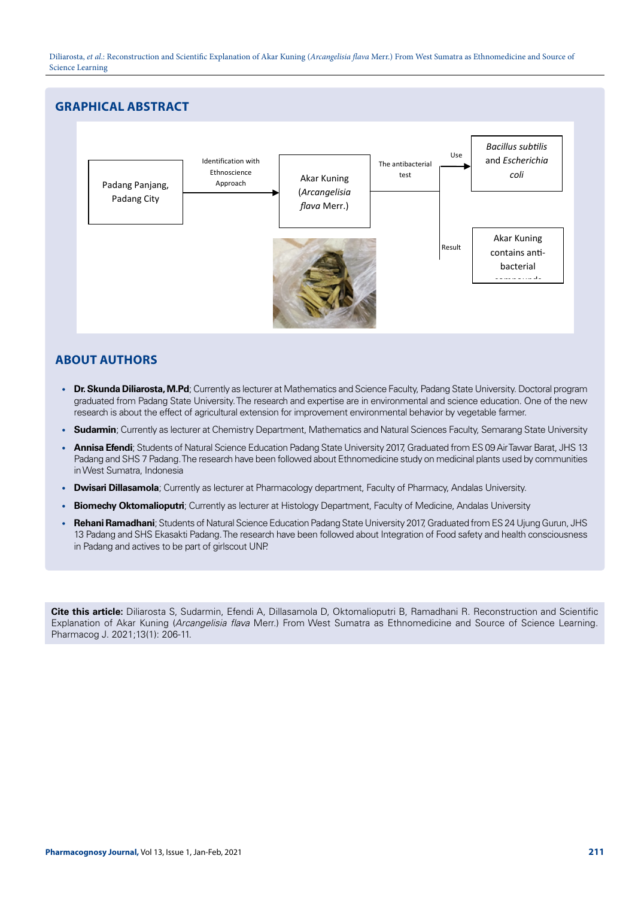## GRAPHICAL ABSTRACT

Padang Panjang, Padang City

Identification with Ethnoscience Approach

Akar Kuning (*Arcangelisia flava* Merr.)

The antibacterial test

Use

*Bacillus subtilis* and *Escherichia coli*

Result

Akar Kuning contains anti-bacterial compounds

## ABOUT AUTHORS

- **Dr. Skunda Diliarosta, M.Pd**; Currently as lecturer at Mathematics and Science Faculty, Padang State University. Doctoral program graduated from Padang State University. The research and expertise are in environmental and science education. One of the new research is about the effect of agricultural extension for improvement environmental behavior by vegetable farmer.
- **Sudarmin**; Currently as lecturer at Chemistry Department, Mathematics and Natural Sciences Faculty, Semarang State University
- **Annisa Efendi**; Students of Natural Science Education Padang State University 2017, Graduated from ES 09 Air Tawar Barat, JHS 13 Padang and SHS 7 Padang. The research have been followed about Ethnomedicine study on medicinal plants used by communities in West Sumatra, Indonesia
- **Dwisari Dillasamola**; Currently as lecturer at Pharmacology department, Faculty of Pharmacy, Andalas University.
- **Biomechy Oktomalioputri**; Currently as lecturer at Histology Department, Faculty of Medicine, Andalas University
- **Rehani Ramadhani**; Students of Natural Science Education Padang State University 2017, Graduated from ES 24 Ujung Gurun, JHS 13 Padang and SHS Ekasakti Padang. The research have been followed about Integration of Food safety and health consciousness in Padang and actives to be part of girlscout UNP.

**Cite this article:** Diliarosta S, Sudarmin, Efendi A, Dillasamola D, Oktomalioputri B, Ramadhani R. Reconstruction and Scientific Explanation of Akar Kuning (*Arcangelisia flava* Merr.) From West Sumatra as Ethnomedicine and Source of Science Learning. Pharmacog J. 2021;13(1): 206-11.